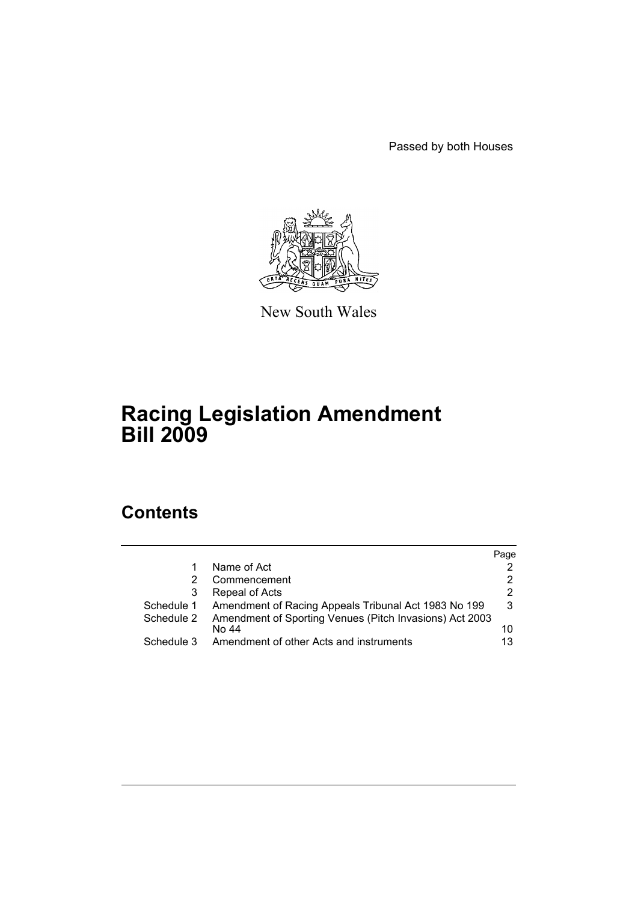Passed by both Houses

New South Wales

# Racing Legislation Amendment Bill 2009

## Contents

| | | Page |
|---|---|---|
| 1 | Name of Act | 2 |
| 2 | Commencement | 2 |
| 3 | Repeal of Acts | 2 |
| Schedule 1 | Amendment of Racing Appeals Tribunal Act 1983 No 199 | 3 |
| Schedule 2 | Amendment of Sporting Venues (Pitch Invasions) Act 2003 No 44 | 10 |
| Schedule 3 | Amendment of other Acts and instruments | 13 |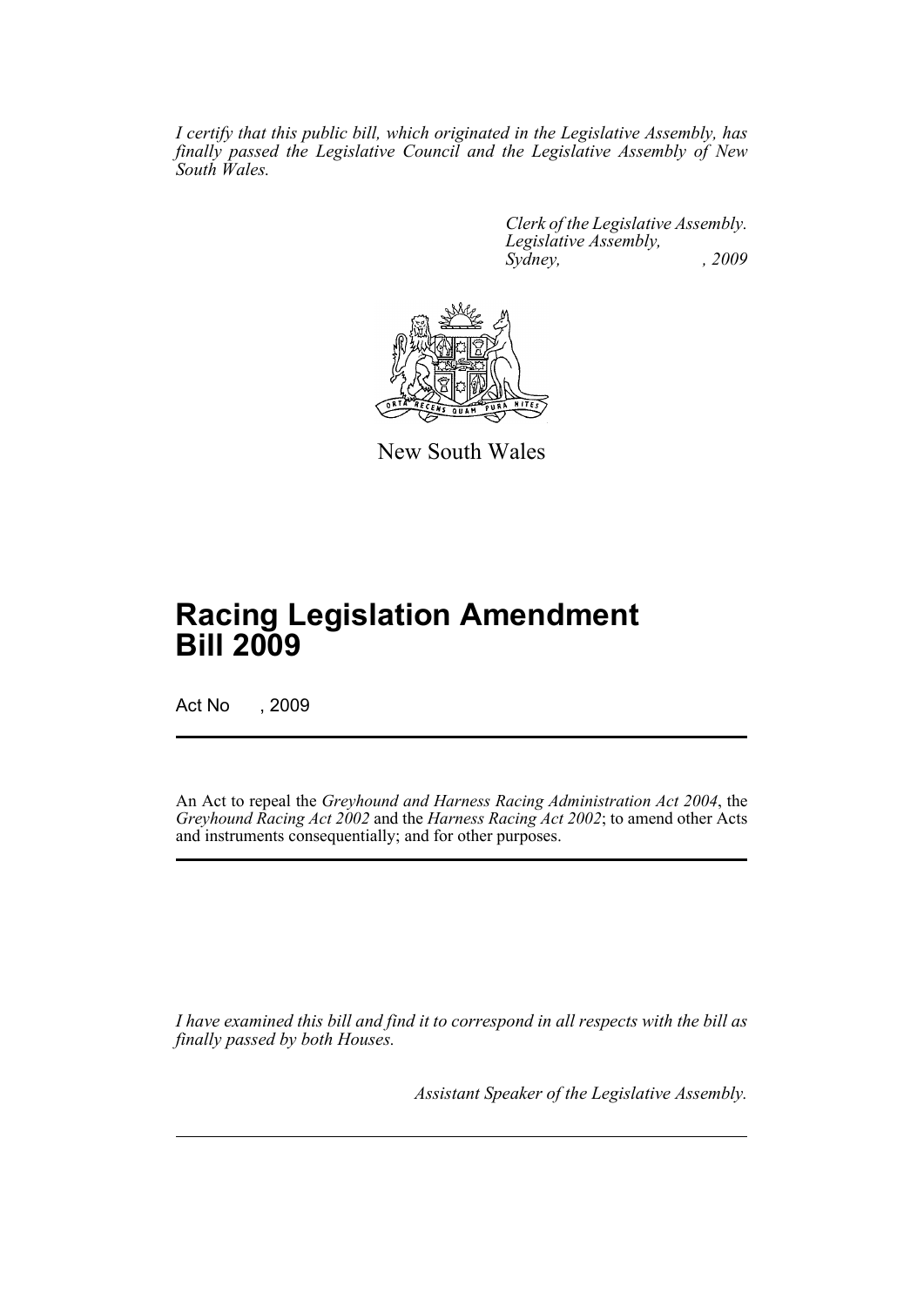*I certify that this public bill, which originated in the Legislative Assembly, has finally passed the Legislative Council and the Legislative Assembly of New South Wales.*

*Clerk of the Legislative Assembly.*
*Legislative Assembly,*
*Sydney, , 2009*

New South Wales

# Racing Legislation Amendment Bill 2009

Act No , 2009

An Act to repeal the *Greyhound and Harness Racing Administration Act 2004*, the *Greyhound Racing Act 2002* and the *Harness Racing Act 2002*; to amend other Acts and instruments consequentially; and for other purposes.

*I have examined this bill and find it to correspond in all respects with the bill as finally passed by both Houses.*

*Assistant Speaker of the Legislative Assembly.*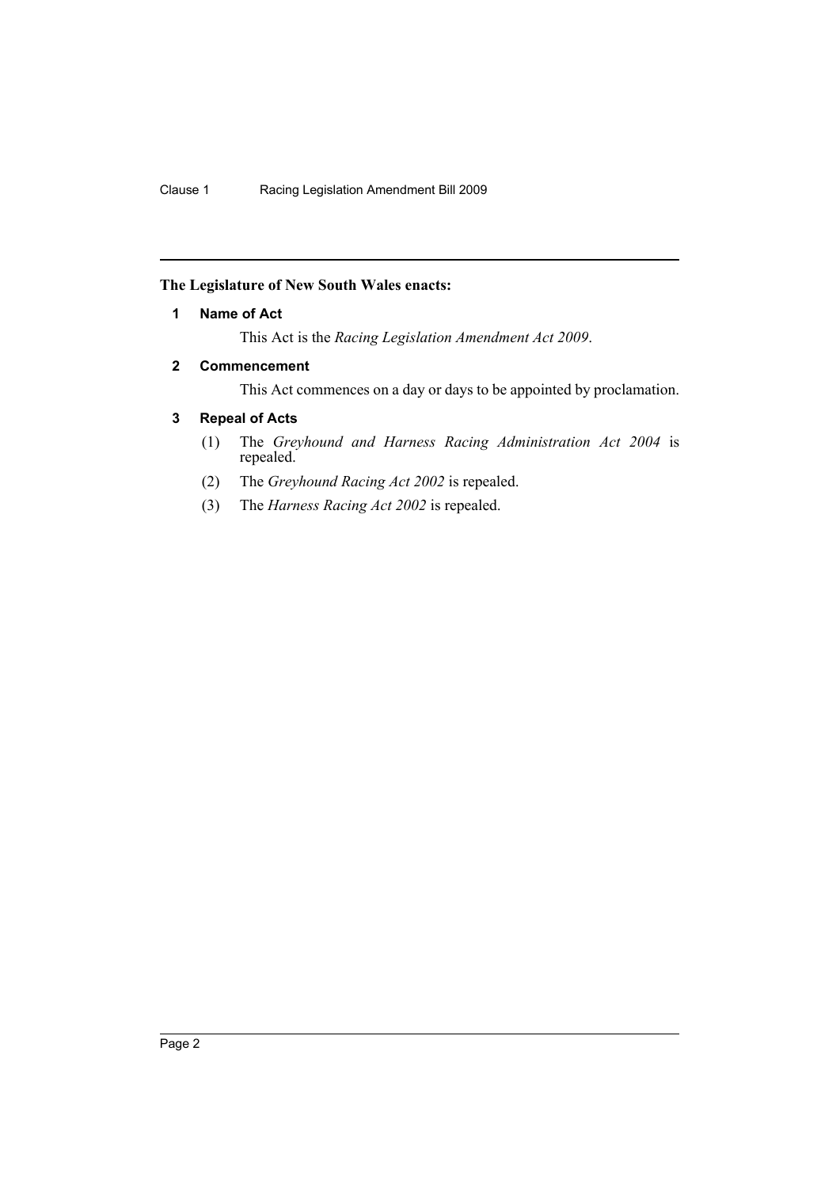**The Legislature of New South Wales enacts:**

### 1 Name of Act

This Act is the *Racing Legislation Amendment Act 2009*.

### 2 Commencement

This Act commences on a day or days to be appointed by proclamation.

### 3 Repeal of Acts

(1) The *Greyhound and Harness Racing Administration Act 2004* is repealed.

(2) The *Greyhound Racing Act 2002* is repealed.

(3) The *Harness Racing Act 2002* is repealed.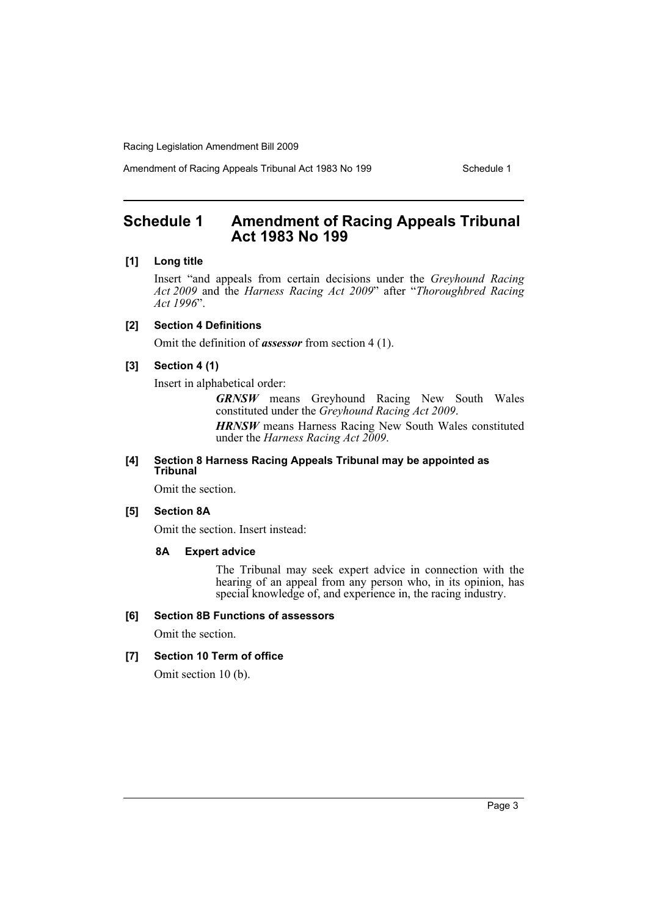# Schedule 1 Amendment of Racing Appeals Tribunal Act 1983 No 199

**[1] Long title**

Insert "and appeals from certain decisions under the *Greyhound Racing Act 2009* and the *Harness Racing Act 2009*" after "*Thoroughbred Racing Act 1996*".

**[2] Section 4 Definitions**

Omit the definition of ***assessor*** from section 4 (1).

**[3] Section 4 (1)**

Insert in alphabetical order:

> ***GRNSW*** means Greyhound Racing New South Wales constituted under the *Greyhound Racing Act 2009*.
>
> ***HRNSW*** means Harness Racing New South Wales constituted under the *Harness Racing Act 2009*.

**[4] Section 8 Harness Racing Appeals Tribunal may be appointed as Tribunal**

Omit the section.

**[5] Section 8A**

Omit the section. Insert instead:

> **8A Expert advice**
>
> The Tribunal may seek expert advice in connection with the hearing of an appeal from any person who, in its opinion, has special knowledge of, and experience in, the racing industry.

**[6] Section 8B Functions of assessors**

Omit the section.

**[7] Section 10 Term of office**

Omit section 10 (b).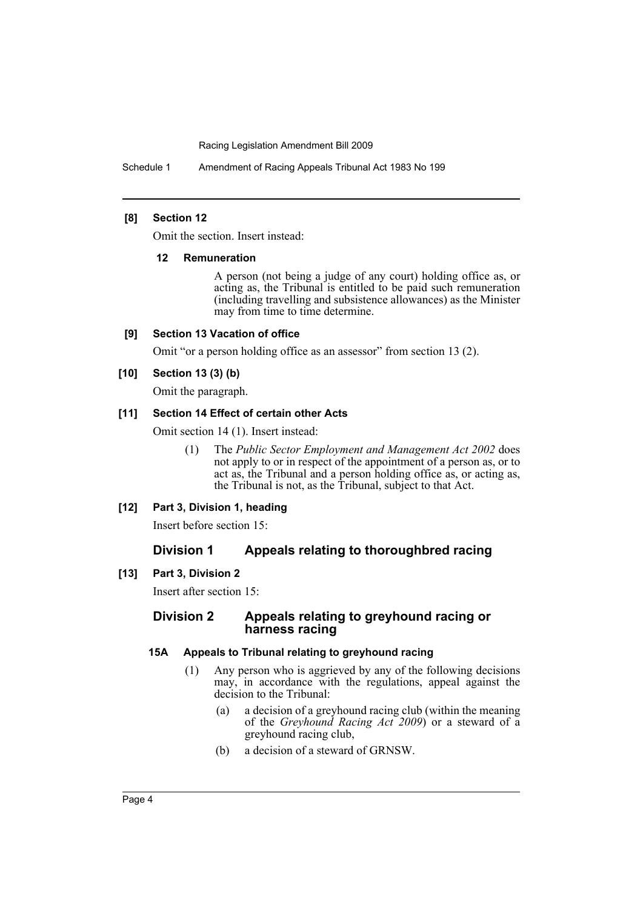**[8] Section 12**

Omit the section. Insert instead:

**12 Remuneration**

A person (not being a judge of any court) holding office as, or acting as, the Tribunal is entitled to be paid such remuneration (including travelling and subsistence allowances) as the Minister may from time to time determine.

**[9] Section 13 Vacation of office**

Omit "or a person holding office as an assessor" from section 13 (2).

**[10] Section 13 (3) (b)**

Omit the paragraph.

**[11] Section 14 Effect of certain other Acts**

Omit section 14 (1). Insert instead:

(1) The *Public Sector Employment and Management Act 2002* does not apply to or in respect of the appointment of a person as, or to act as, the Tribunal and a person holding office as, or acting as, the Tribunal is not, as the Tribunal, subject to that Act.

**[12] Part 3, Division 1, heading**

Insert before section 15:

## Division 1 Appeals relating to thoroughbred racing

**[13] Part 3, Division 2**

Insert after section 15:

## Division 2 Appeals relating to greyhound racing or harness racing

**15A Appeals to Tribunal relating to greyhound racing**

(1) Any person who is aggrieved by any of the following decisions may, in accordance with the regulations, appeal against the decision to the Tribunal:

(a) a decision of a greyhound racing club (within the meaning of the *Greyhound Racing Act 2009*) or a steward of a greyhound racing club,

(b) a decision of a steward of GRNSW.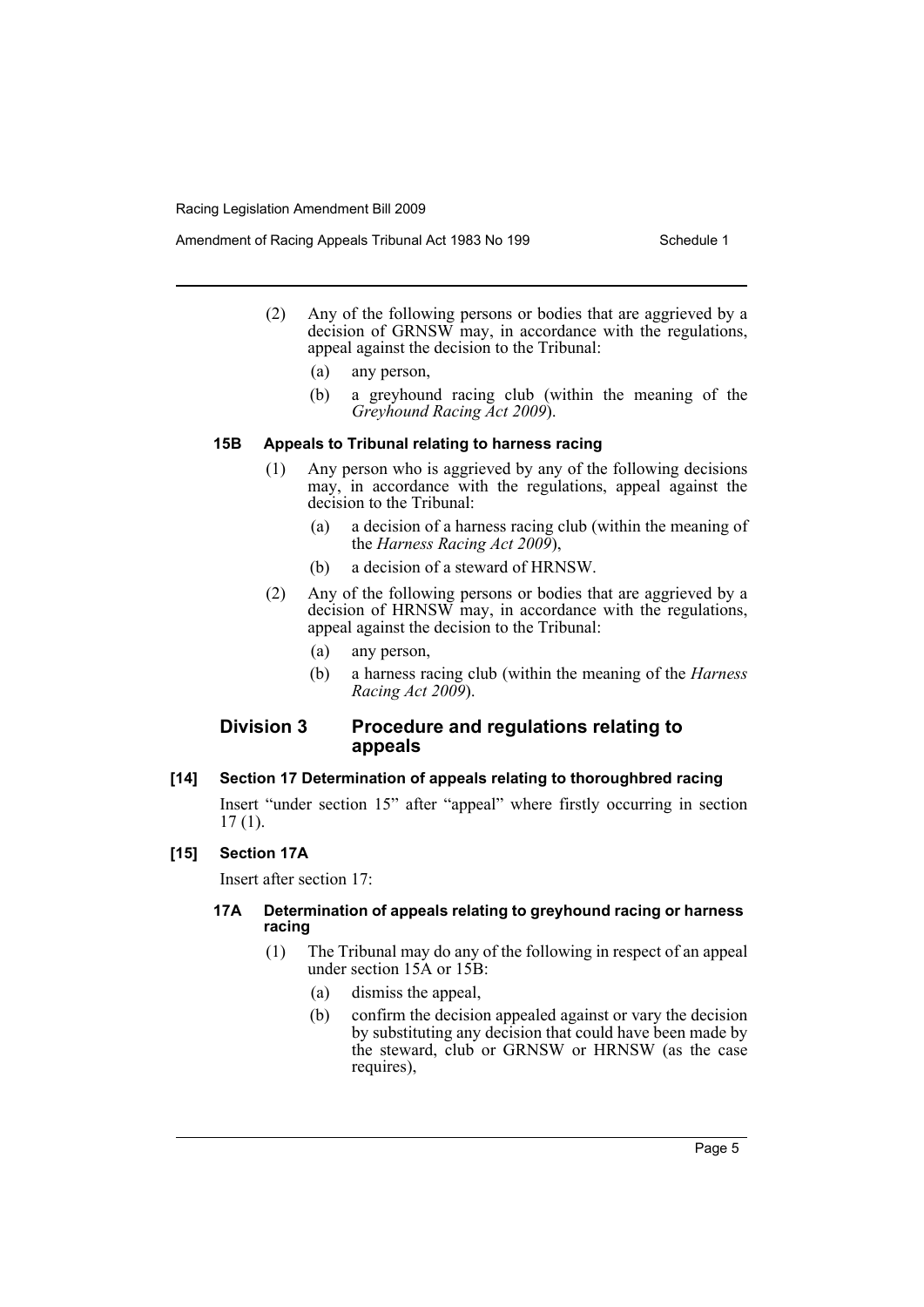(2) Any of the following persons or bodies that are aggrieved by a decision of GRNSW may, in accordance with the regulations, appeal against the decision to the Tribunal:

- (a) any person,
- (b) a greyhound racing club (within the meaning of the *Greyhound Racing Act 2009*).

#### 15B Appeals to Tribunal relating to harness racing

(1) Any person who is aggrieved by any of the following decisions may, in accordance with the regulations, appeal against the decision to the Tribunal:

- (a) a decision of a harness racing club (within the meaning of the *Harness Racing Act 2009*),
- (b) a decision of a steward of HRNSW.

(2) Any of the following persons or bodies that are aggrieved by a decision of HRNSW may, in accordance with the regulations, appeal against the decision to the Tribunal:

- (a) any person,
- (b) a harness racing club (within the meaning of the *Harness Racing Act 2009*).

### Division 3 Procedure and regulations relating to appeals

#### [14] Section 17 Determination of appeals relating to thoroughbred racing

Insert "under section 15" after "appeal" where firstly occurring in section 17 (1).

#### [15] Section 17A

Insert after section 17:

#### 17A Determination of appeals relating to greyhound racing or harness racing

(1) The Tribunal may do any of the following in respect of an appeal under section 15A or 15B:

- (a) dismiss the appeal,
- (b) confirm the decision appealed against or vary the decision by substituting any decision that could have been made by the steward, club or GRNSW or HRNSW (as the case requires),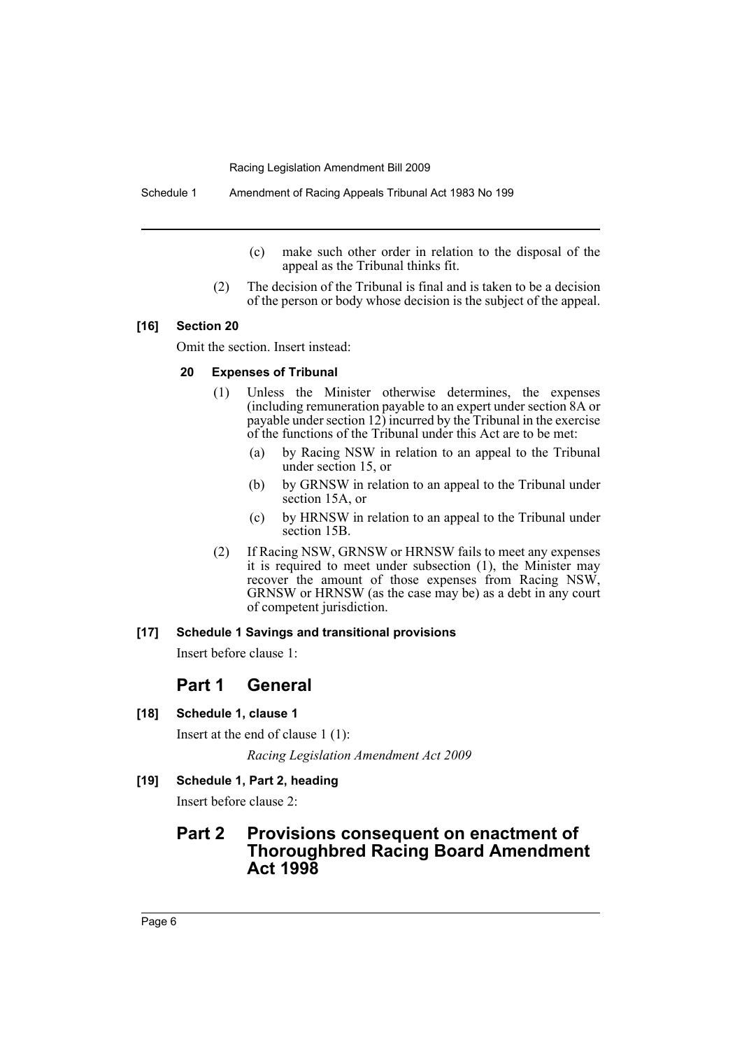(c) make such other order in relation to the disposal of the appeal as the Tribunal thinks fit.

(2) The decision of the Tribunal is final and is taken to be a decision of the person or body whose decision is the subject of the appeal.

**[16] Section 20**

Omit the section. Insert instead:

**20 Expenses of Tribunal**

(1) Unless the Minister otherwise determines, the expenses (including remuneration payable to an expert under section 8A or payable under section 12) incurred by the Tribunal in the exercise of the functions of the Tribunal under this Act are to be met:

(a) by Racing NSW in relation to an appeal to the Tribunal under section 15, or

(b) by GRNSW in relation to an appeal to the Tribunal under section 15A, or

(c) by HRNSW in relation to an appeal to the Tribunal under section 15B.

(2) If Racing NSW, GRNSW or HRNSW fails to meet any expenses it is required to meet under subsection (1), the Minister may recover the amount of those expenses from Racing NSW, GRNSW or HRNSW (as the case may be) as a debt in any court of competent jurisdiction.

**[17] Schedule 1 Savings and transitional provisions**

Insert before clause 1:

## Part 1 General

**[18] Schedule 1, clause 1**

Insert at the end of clause 1 (1):

*Racing Legislation Amendment Act 2009*

**[19] Schedule 1, Part 2, heading**

Insert before clause 2:

## Part 2 Provisions consequent on enactment of Thoroughbred Racing Board Amendment Act 1998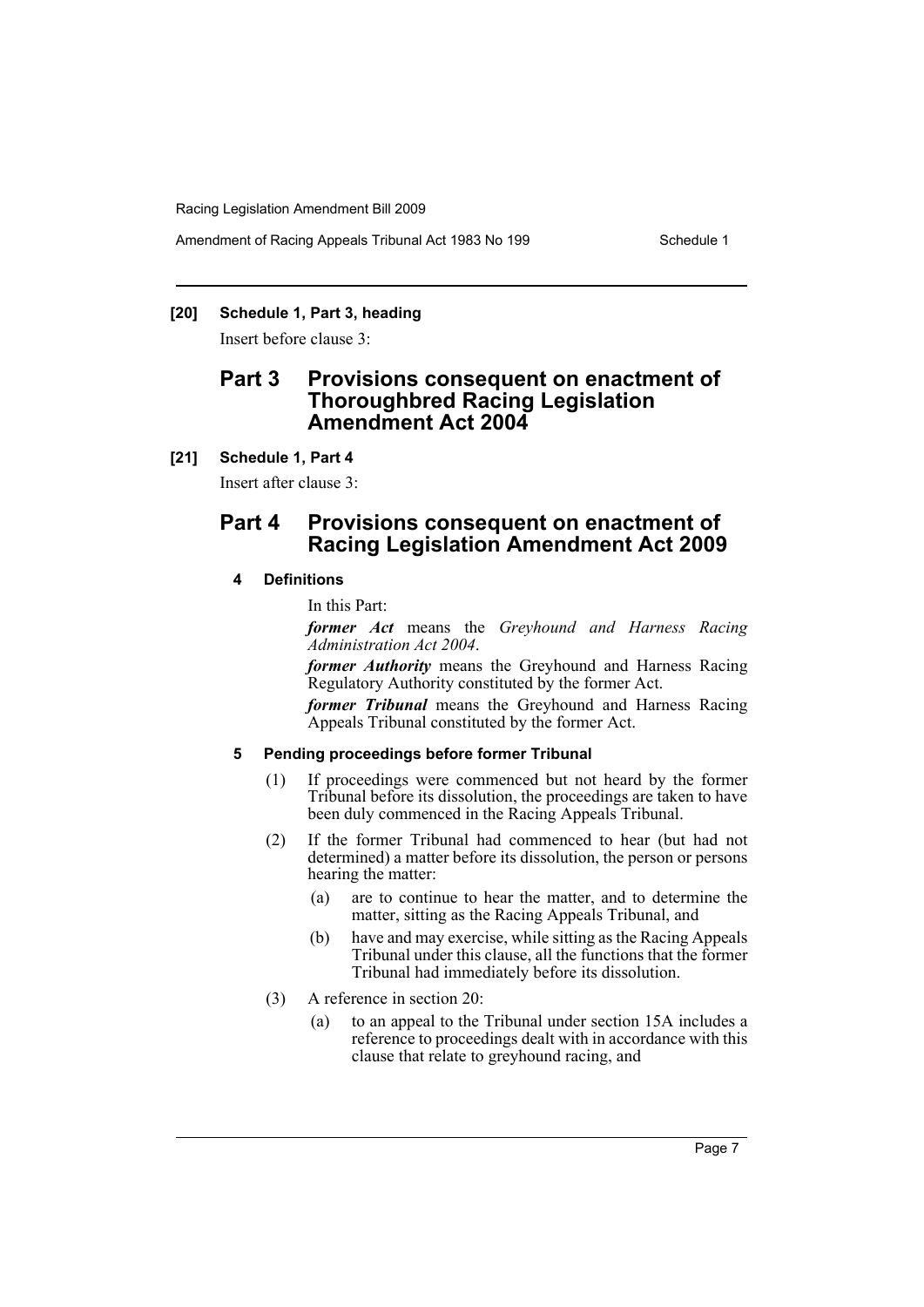**[20] Schedule 1, Part 3, heading**

Insert before clause 3:

## Part 3 Provisions consequent on enactment of Thoroughbred Racing Legislation Amendment Act 2004

**[21] Schedule 1, Part 4**

Insert after clause 3:

## Part 4 Provisions consequent on enactment of Racing Legislation Amendment Act 2009

### 4 Definitions

In this Part:

***former Act*** means the *Greyhound and Harness Racing Administration Act 2004*.

***former Authority*** means the Greyhound and Harness Racing Regulatory Authority constituted by the former Act.

***former Tribunal*** means the Greyhound and Harness Racing Appeals Tribunal constituted by the former Act.

### 5 Pending proceedings before former Tribunal

(1) If proceedings were commenced but not heard by the former Tribunal before its dissolution, the proceedings are taken to have been duly commenced in the Racing Appeals Tribunal.

(2) If the former Tribunal had commenced to hear (but had not determined) a matter before its dissolution, the person or persons hearing the matter:

(a) are to continue to hear the matter, and to determine the matter, sitting as the Racing Appeals Tribunal, and

(b) have and may exercise, while sitting as the Racing Appeals Tribunal under this clause, all the functions that the former Tribunal had immediately before its dissolution.

(3) A reference in section 20:

(a) to an appeal to the Tribunal under section 15A includes a reference to proceedings dealt with in accordance with this clause that relate to greyhound racing, and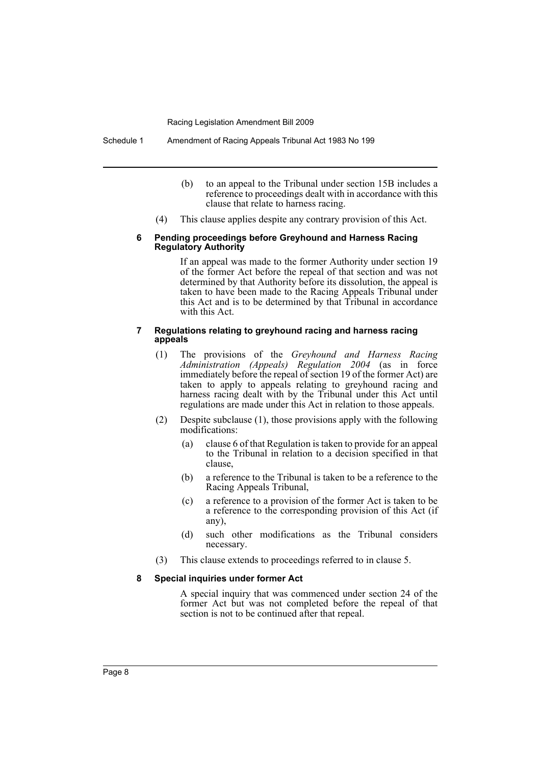(b) to an appeal to the Tribunal under section 15B includes a reference to proceedings dealt with in accordance with this clause that relate to harness racing.

(4) This clause applies despite any contrary provision of this Act.

#### 6 Pending proceedings before Greyhound and Harness Racing Regulatory Authority

If an appeal was made to the former Authority under section 19 of the former Act before the repeal of that section and was not determined by that Authority before its dissolution, the appeal is taken to have been made to the Racing Appeals Tribunal under this Act and is to be determined by that Tribunal in accordance with this Act.

#### 7 Regulations relating to greyhound racing and harness racing appeals

(1) The provisions of the *Greyhound and Harness Racing Administration (Appeals) Regulation 2004* (as in force immediately before the repeal of section 19 of the former Act) are taken to apply to appeals relating to greyhound racing and harness racing dealt with by the Tribunal under this Act until regulations are made under this Act in relation to those appeals.

(2) Despite subclause (1), those provisions apply with the following modifications:

(a) clause 6 of that Regulation is taken to provide for an appeal to the Tribunal in relation to a decision specified in that clause,

(b) a reference to the Tribunal is taken to be a reference to the Racing Appeals Tribunal,

(c) a reference to a provision of the former Act is taken to be a reference to the corresponding provision of this Act (if any),

(d) such other modifications as the Tribunal considers necessary.

(3) This clause extends to proceedings referred to in clause 5.

#### 8 Special inquiries under former Act

A special inquiry that was commenced under section 24 of the former Act but was not completed before the repeal of that section is not to be continued after that repeal.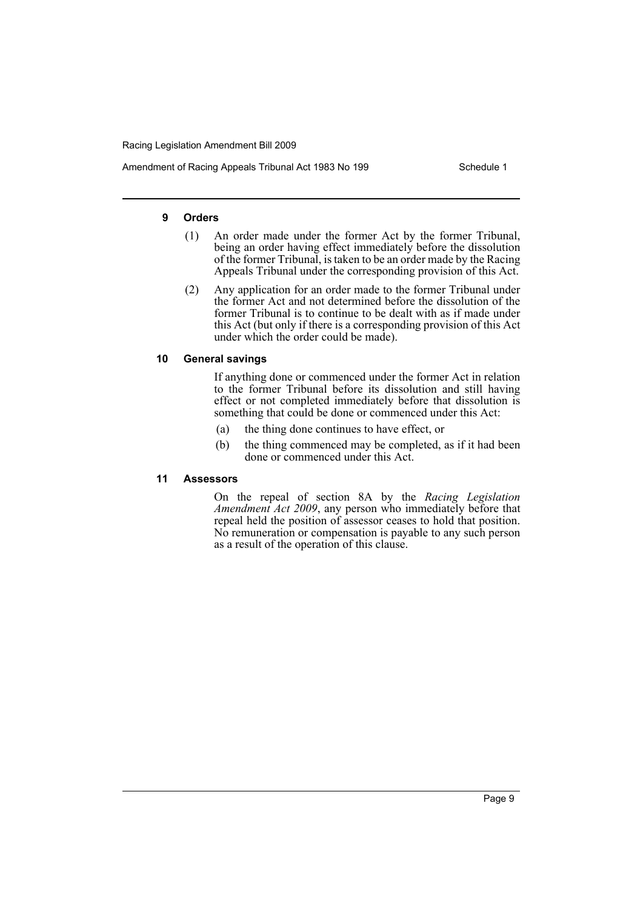#### 9 Orders

(1) An order made under the former Act by the former Tribunal, being an order having effect immediately before the dissolution of the former Tribunal, is taken to be an order made by the Racing Appeals Tribunal under the corresponding provision of this Act.

(2) Any application for an order made to the former Tribunal under the former Act and not determined before the dissolution of the former Tribunal is to continue to be dealt with as if made under this Act (but only if there is a corresponding provision of this Act under which the order could be made).

#### 10 General savings

If anything done or commenced under the former Act in relation to the former Tribunal before its dissolution and still having effect or not completed immediately before that dissolution is something that could be done or commenced under this Act:

(a) the thing done continues to have effect, or

(b) the thing commenced may be completed, as if it had been done or commenced under this Act.

#### 11 Assessors

On the repeal of section 8A by the *Racing Legislation Amendment Act 2009*, any person who immediately before that repeal held the position of assessor ceases to hold that position. No remuneration or compensation is payable to any such person as a result of the operation of this clause.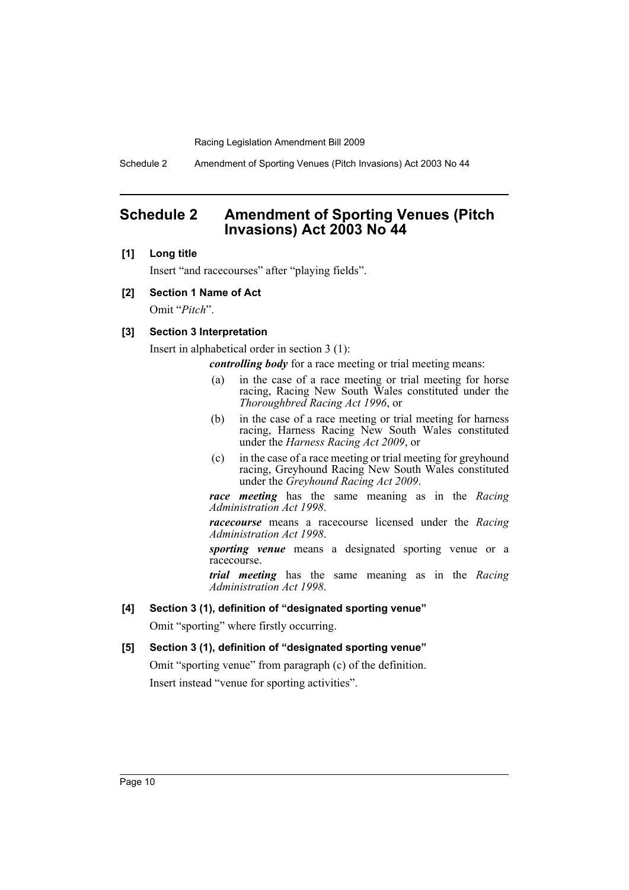# Schedule 2 Amendment of Sporting Venues (Pitch Invasions) Act 2003 No 44

**[1] Long title**

Insert "and racecourses" after "playing fields".

**[2] Section 1 Name of Act**

Omit "*Pitch*".

**[3] Section 3 Interpretation**

Insert in alphabetical order in section 3 (1):

***controlling body*** for a race meeting or trial meeting means:

(a) in the case of a race meeting or trial meeting for horse racing, Racing New South Wales constituted under the *Thoroughbred Racing Act 1996*, or

(b) in the case of a race meeting or trial meeting for harness racing, Harness Racing New South Wales constituted under the *Harness Racing Act 2009*, or

(c) in the case of a race meeting or trial meeting for greyhound racing, Greyhound Racing New South Wales constituted under the *Greyhound Racing Act 2009*.

***race meeting*** has the same meaning as in the *Racing Administration Act 1998*.

***racecourse*** means a racecourse licensed under the *Racing Administration Act 1998*.

***sporting venue*** means a designated sporting venue or a racecourse.

***trial meeting*** has the same meaning as in the *Racing Administration Act 1998*.

**[4] Section 3 (1), definition of "designated sporting venue"**

Omit "sporting" where firstly occurring.

**[5] Section 3 (1), definition of "designated sporting venue"**

Omit "sporting venue" from paragraph (c) of the definition.

Insert instead "venue for sporting activities".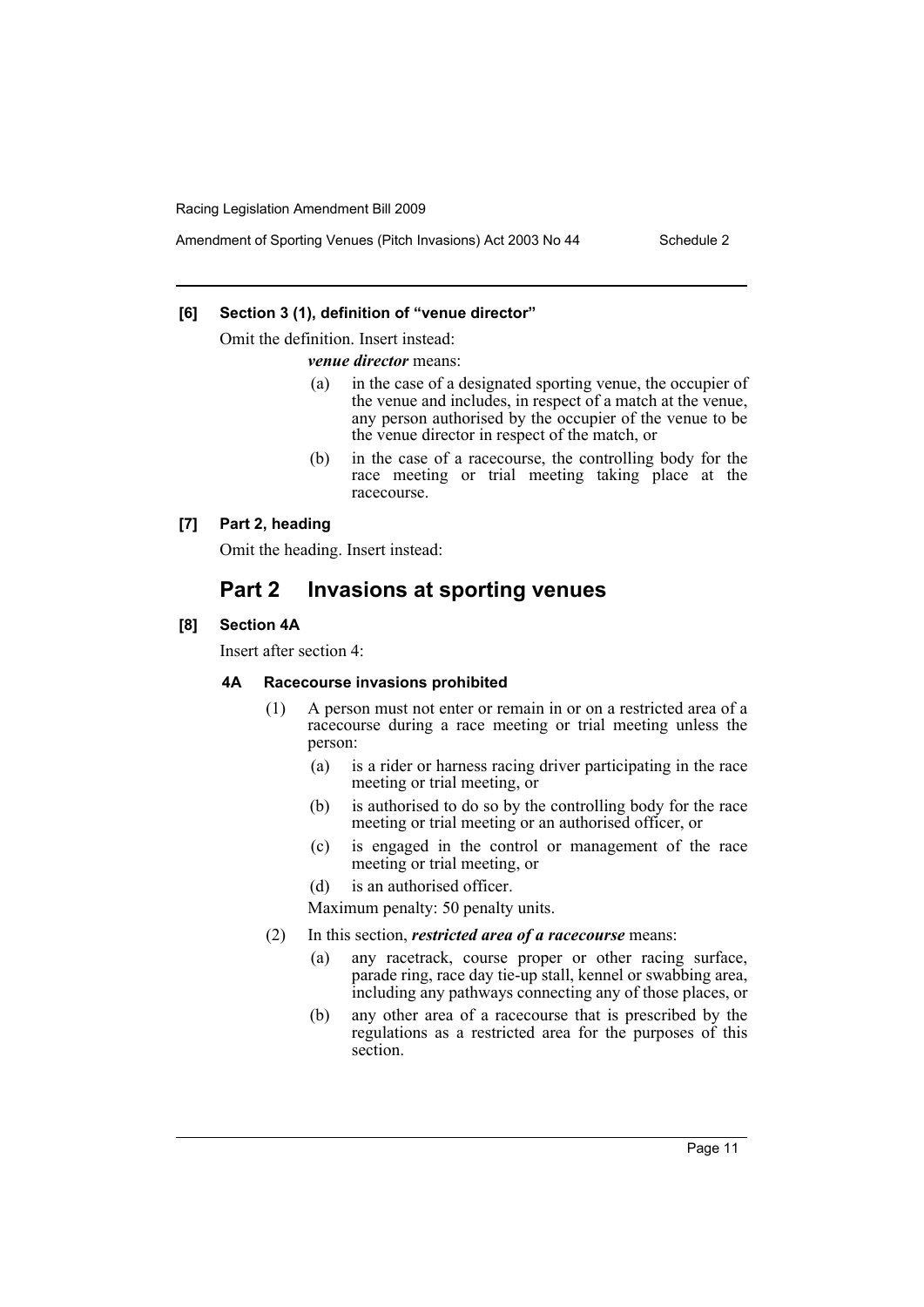#### [6] Section 3 (1), definition of "venue director"

Omit the definition. Insert instead:

***venue director*** means:

- (a) in the case of a designated sporting venue, the occupier of the venue and includes, in respect of a match at the venue, any person authorised by the occupier of the venue to be the venue director in respect of the match, or
- (b) in the case of a racecourse, the controlling body for the race meeting or trial meeting taking place at the racecourse.

#### [7] Part 2, heading

Omit the heading. Insert instead:

## Part 2 Invasions at sporting venues

#### [8] Section 4A

Insert after section 4:

#### 4A Racecourse invasions prohibited

(1) A person must not enter or remain in or on a restricted area of a racecourse during a race meeting or trial meeting unless the person:

- (a) is a rider or harness racing driver participating in the race meeting or trial meeting, or
- (b) is authorised to do so by the controlling body for the race meeting or trial meeting or an authorised officer, or
- (c) is engaged in the control or management of the race meeting or trial meeting, or
- (d) is an authorised officer.

Maximum penalty: 50 penalty units.

(2) In this section, ***restricted area of a racecourse*** means:

- (a) any racetrack, course proper or other racing surface, parade ring, race day tie-up stall, kennel or swabbing area, including any pathways connecting any of those places, or
- (b) any other area of a racecourse that is prescribed by the regulations as a restricted area for the purposes of this section.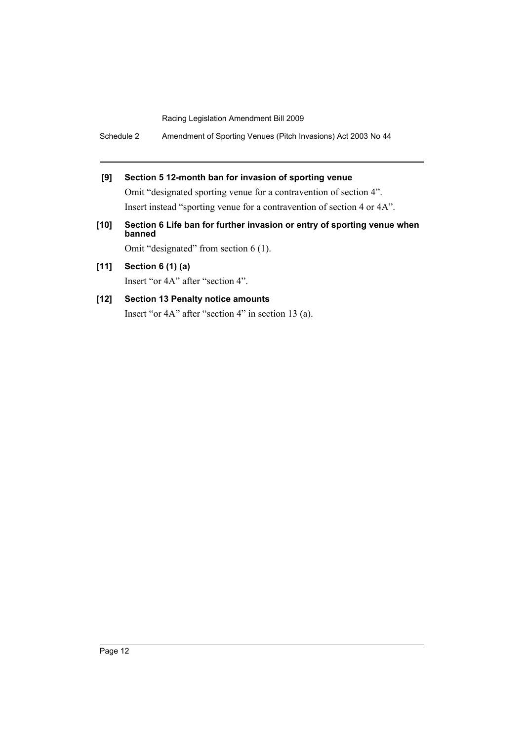**[9] Section 5 12-month ban for invasion of sporting venue**

Omit "designated sporting venue for a contravention of section 4".

Insert instead "sporting venue for a contravention of section 4 or 4A".

**[10] Section 6 Life ban for further invasion or entry of sporting venue when banned**

Omit "designated" from section 6 (1).

**[11] Section 6 (1) (a)**

Insert "or 4A" after "section 4".

**[12] Section 13 Penalty notice amounts**

Insert "or 4A" after "section 4" in section 13 (a).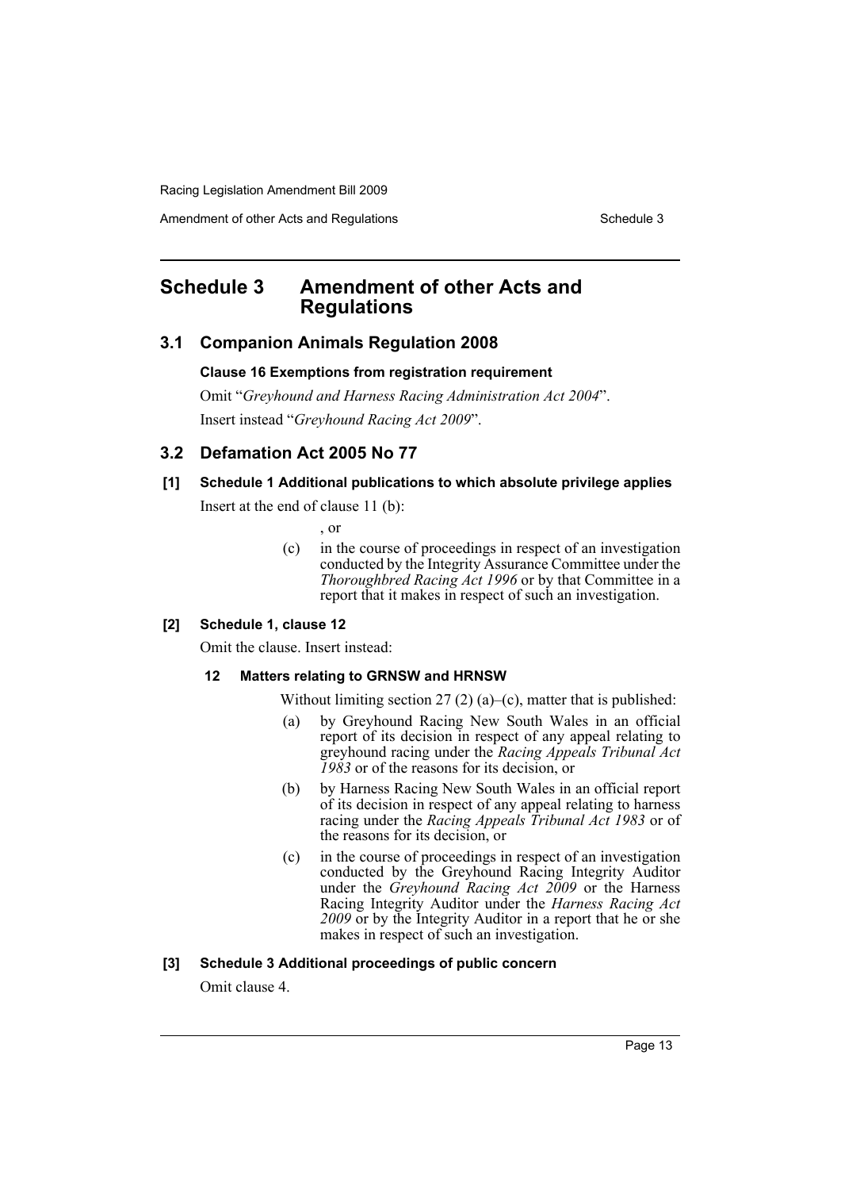# Schedule 3 Amendment of other Acts and Regulations

## 3.1 Companion Animals Regulation 2008

**Clause 16 Exemptions from registration requirement**

Omit "*Greyhound and Harness Racing Administration Act 2004*".

Insert instead "*Greyhound Racing Act 2009*".

## 3.2 Defamation Act 2005 No 77

**[1] Schedule 1 Additional publications to which absolute privilege applies**

Insert at the end of clause 11 (b):

, or

(c) in the course of proceedings in respect of an investigation conducted by the Integrity Assurance Committee under the *Thoroughbred Racing Act 1996* or by that Committee in a report that it makes in respect of such an investigation.

**[2] Schedule 1, clause 12**

Omit the clause. Insert instead:

**12 Matters relating to GRNSW and HRNSW**

Without limiting section 27 (2) (a)–(c), matter that is published:

(a) by Greyhound Racing New South Wales in an official report of its decision in respect of any appeal relating to greyhound racing under the *Racing Appeals Tribunal Act 1983* or of the reasons for its decision, or

(b) by Harness Racing New South Wales in an official report of its decision in respect of any appeal relating to harness racing under the *Racing Appeals Tribunal Act 1983* or of the reasons for its decision, or

(c) in the course of proceedings in respect of an investigation conducted by the Greyhound Racing Integrity Auditor under the *Greyhound Racing Act 2009* or the Harness Racing Integrity Auditor under the *Harness Racing Act 2009* or by the Integrity Auditor in a report that he or she makes in respect of such an investigation.

**[3] Schedule 3 Additional proceedings of public concern**

Omit clause 4.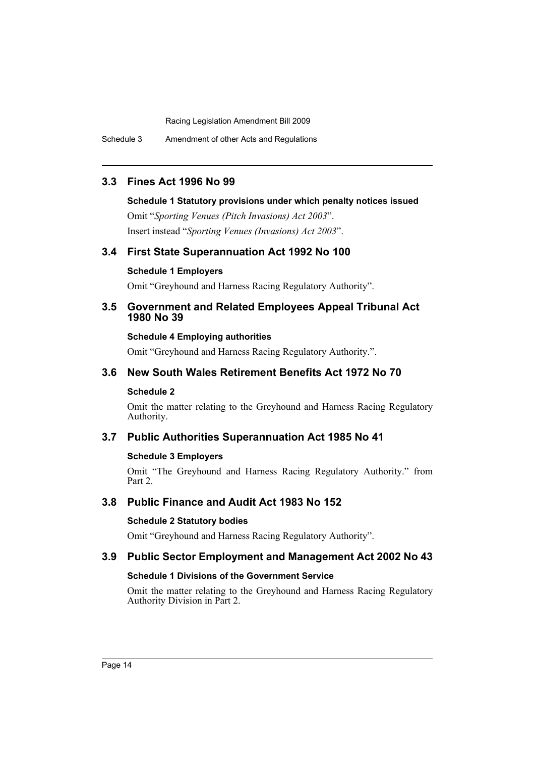## 3.3 Fines Act 1996 No 99

### Schedule 1 Statutory provisions under which penalty notices issued

Omit "*Sporting Venues (Pitch Invasions) Act 2003*".

Insert instead "*Sporting Venues (Invasions) Act 2003*".

## 3.4 First State Superannuation Act 1992 No 100

### Schedule 1 Employers

Omit "Greyhound and Harness Racing Regulatory Authority".

## 3.5 Government and Related Employees Appeal Tribunal Act 1980 No 39

### Schedule 4 Employing authorities

Omit "Greyhound and Harness Racing Regulatory Authority.".

## 3.6 New South Wales Retirement Benefits Act 1972 No 70

### Schedule 2

Omit the matter relating to the Greyhound and Harness Racing Regulatory Authority.

## 3.7 Public Authorities Superannuation Act 1985 No 41

### Schedule 3 Employers

Omit "The Greyhound and Harness Racing Regulatory Authority." from Part 2.

## 3.8 Public Finance and Audit Act 1983 No 152

### Schedule 2 Statutory bodies

Omit "Greyhound and Harness Racing Regulatory Authority".

## 3.9 Public Sector Employment and Management Act 2002 No 43

### Schedule 1 Divisions of the Government Service

Omit the matter relating to the Greyhound and Harness Racing Regulatory Authority Division in Part 2.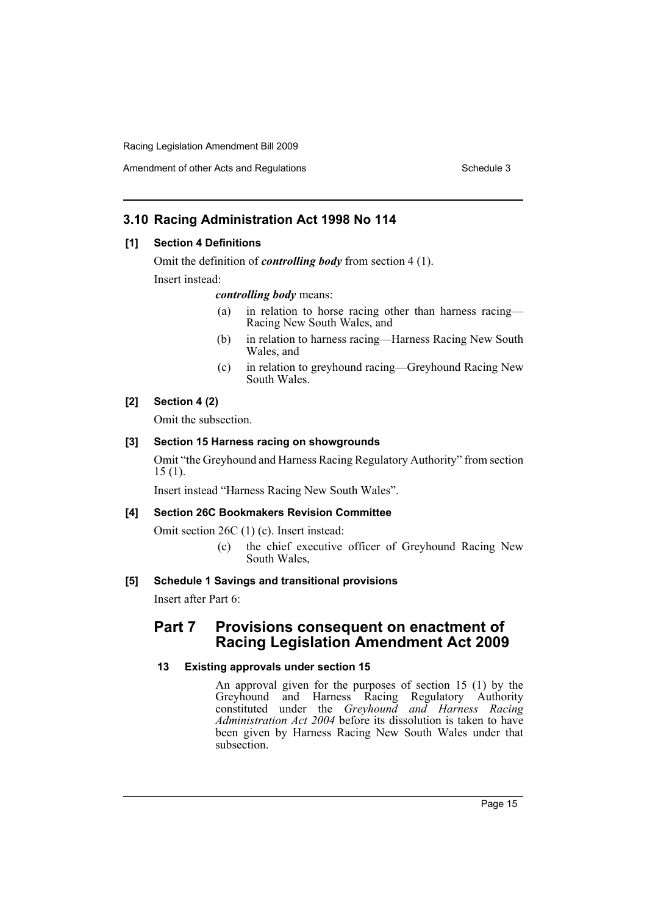## 3.10 Racing Administration Act 1998 No 114

### [1] Section 4 Definitions

Omit the definition of ***controlling body*** from section 4 (1).

Insert instead:

> ***controlling body*** means:
>
> (a) in relation to horse racing other than harness racing—Racing New South Wales, and
>
> (b) in relation to harness racing—Harness Racing New South Wales, and
>
> (c) in relation to greyhound racing—Greyhound Racing New South Wales.

### [2] Section 4 (2)

Omit the subsection.

### [3] Section 15 Harness racing on showgrounds

Omit "the Greyhound and Harness Racing Regulatory Authority" from section 15 (1).

Insert instead "Harness Racing New South Wales".

### [4] Section 26C Bookmakers Revision Committee

Omit section 26C (1) (c). Insert instead:

> (c) the chief executive officer of Greyhound Racing New South Wales,

### [5] Schedule 1 Savings and transitional provisions

Insert after Part 6:

## Part 7 Provisions consequent on enactment of Racing Legislation Amendment Act 2009

#### 13 Existing approvals under section 15

An approval given for the purposes of section 15 (1) by the Greyhound and Harness Racing Regulatory Authority constituted under the *Greyhound and Harness Racing Administration Act 2004* before its dissolution is taken to have been given by Harness Racing New South Wales under that subsection.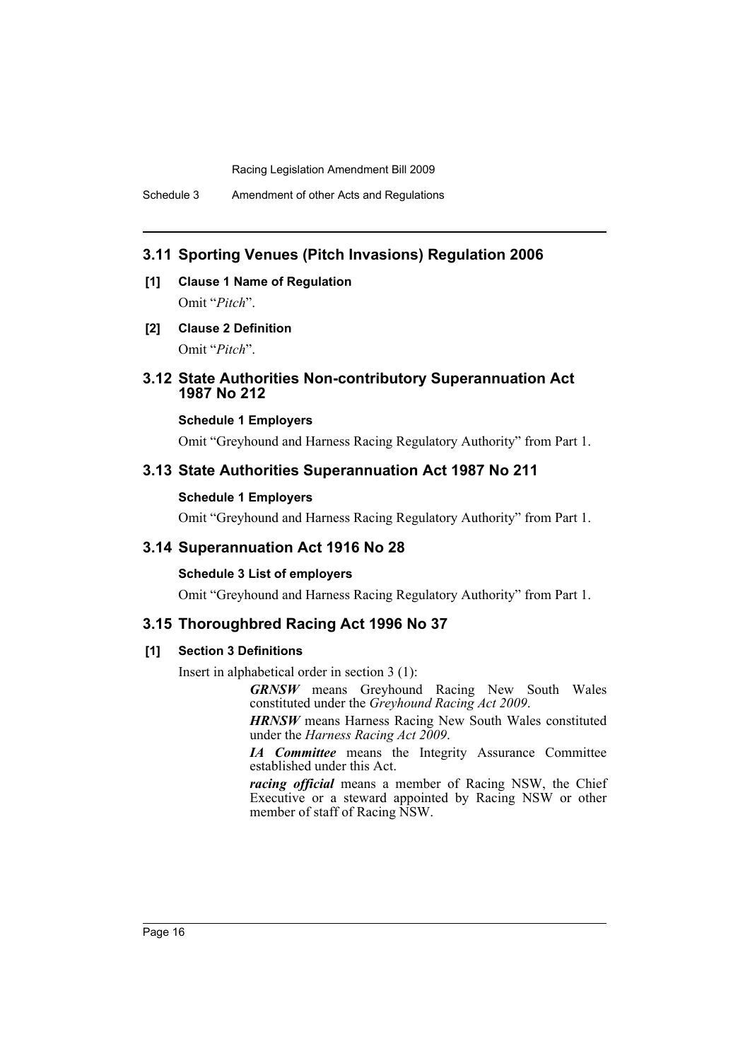## 3.11 Sporting Venues (Pitch Invasions) Regulation 2006

**[1] Clause 1 Name of Regulation**

Omit "*Pitch*".

**[2] Clause 2 Definition**

Omit "*Pitch*".

## 3.12 State Authorities Non-contributory Superannuation Act 1987 No 212

**Schedule 1 Employers**

Omit "Greyhound and Harness Racing Regulatory Authority" from Part 1.

## 3.13 State Authorities Superannuation Act 1987 No 211

**Schedule 1 Employers**

Omit "Greyhound and Harness Racing Regulatory Authority" from Part 1.

## 3.14 Superannuation Act 1916 No 28

**Schedule 3 List of employers**

Omit "Greyhound and Harness Racing Regulatory Authority" from Part 1.

## 3.15 Thoroughbred Racing Act 1996 No 37

**[1] Section 3 Definitions**

Insert in alphabetical order in section 3 (1):

> ***GRNSW*** means Greyhound Racing New South Wales constituted under the *Greyhound Racing Act 2009*.
>
> ***HRNSW*** means Harness Racing New South Wales constituted under the *Harness Racing Act 2009*.
>
> ***IA Committee*** means the Integrity Assurance Committee established under this Act.
>
> ***racing official*** means a member of Racing NSW, the Chief Executive or a steward appointed by Racing NSW or other member of staff of Racing NSW.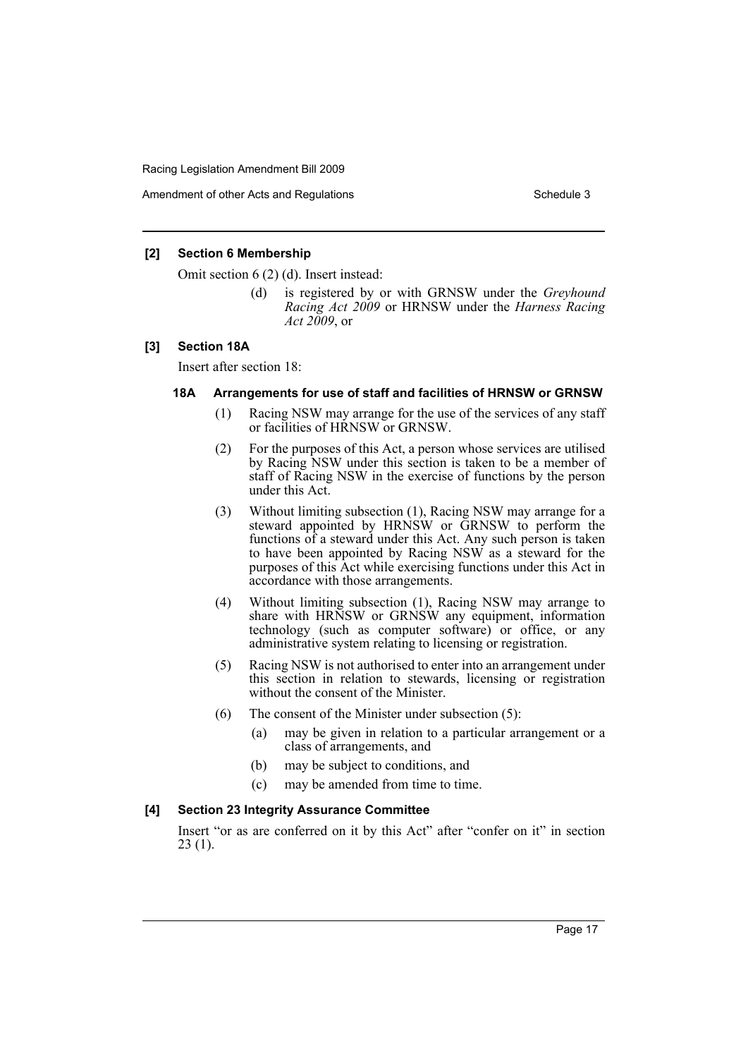#### [2] Section 6 Membership

Omit section 6 (2) (d). Insert instead:

> (d) is registered by or with GRNSW under the *Greyhound Racing Act 2009* or HRNSW under the *Harness Racing Act 2009*, or

#### [3] Section 18A

Insert after section 18:

##### 18A Arrangements for use of staff and facilities of HRNSW or GRNSW

(1) Racing NSW may arrange for the use of the services of any staff or facilities of HRNSW or GRNSW.

(2) For the purposes of this Act, a person whose services are utilised by Racing NSW under this section is taken to be a member of staff of Racing NSW in the exercise of functions by the person under this Act.

(3) Without limiting subsection (1), Racing NSW may arrange for a steward appointed by HRNSW or GRNSW to perform the functions of a steward under this Act. Any such person is taken to have been appointed by Racing NSW as a steward for the purposes of this Act while exercising functions under this Act in accordance with those arrangements.

(4) Without limiting subsection (1), Racing NSW may arrange to share with HRNSW or GRNSW any equipment, information technology (such as computer software) or office, or any administrative system relating to licensing or registration.

(5) Racing NSW is not authorised to enter into an arrangement under this section in relation to stewards, licensing or registration without the consent of the Minister.

(6) The consent of the Minister under subsection (5):

- (a) may be given in relation to a particular arrangement or a class of arrangements, and
- (b) may be subject to conditions, and
- (c) may be amended from time to time.

#### [4] Section 23 Integrity Assurance Committee

Insert "or as are conferred on it by this Act" after "confer on it" in section 23 (1).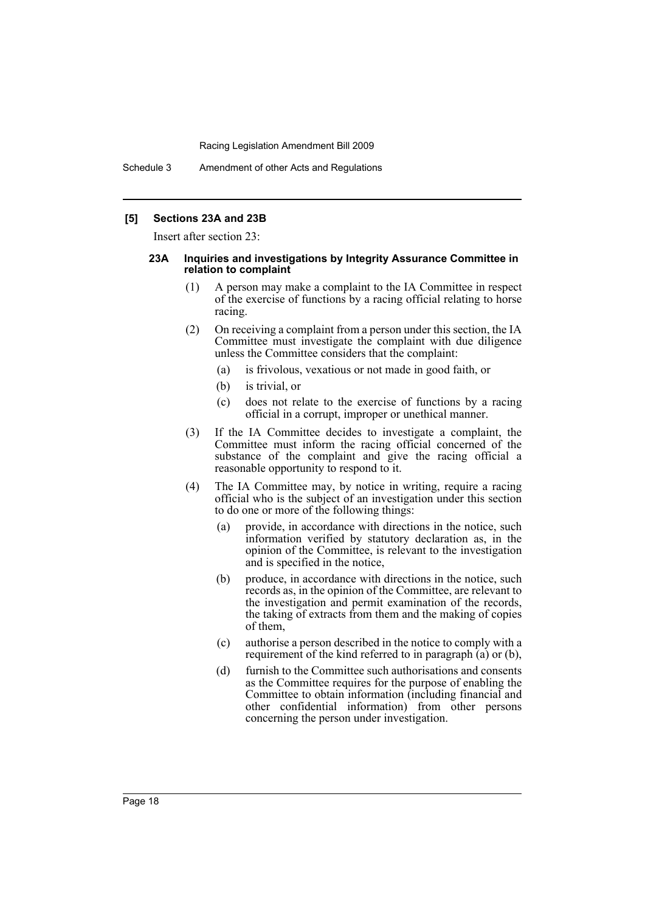### [5] Sections 23A and 23B

Insert after section 23:

#### 23A Inquiries and investigations by Integrity Assurance Committee in relation to complaint

(1) A person may make a complaint to the IA Committee in respect of the exercise of functions by a racing official relating to horse racing.

(2) On receiving a complaint from a person under this section, the IA Committee must investigate the complaint with due diligence unless the Committee considers that the complaint:

- (a) is frivolous, vexatious or not made in good faith, or
- (b) is trivial, or
- (c) does not relate to the exercise of functions by a racing official in a corrupt, improper or unethical manner.

(3) If the IA Committee decides to investigate a complaint, the Committee must inform the racing official concerned of the substance of the complaint and give the racing official a reasonable opportunity to respond to it.

(4) The IA Committee may, by notice in writing, require a racing official who is the subject of an investigation under this section to do one or more of the following things:

- (a) provide, in accordance with directions in the notice, such information verified by statutory declaration as, in the opinion of the Committee, is relevant to the investigation and is specified in the notice,
- (b) produce, in accordance with directions in the notice, such records as, in the opinion of the Committee, are relevant to the investigation and permit examination of the records, the taking of extracts from them and the making of copies of them,
- (c) authorise a person described in the notice to comply with a requirement of the kind referred to in paragraph (a) or (b),
- (d) furnish to the Committee such authorisations and consents as the Committee requires for the purpose of enabling the Committee to obtain information (including financial and other confidential information) from other persons concerning the person under investigation.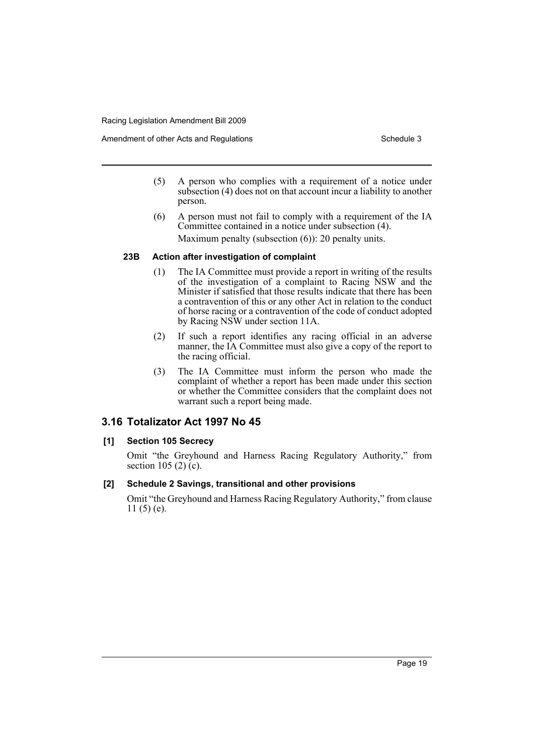(5) A person who complies with a requirement of a notice under subsection (4) does not on that account incur a liability to another person.

(6) A person must not fail to comply with a requirement of the IA Committee contained in a notice under subsection (4).

Maximum penalty (subsection (6)): 20 penalty units.

### 23B Action after investigation of complaint

(1) The IA Committee must provide a report in writing of the results of the investigation of a complaint to Racing NSW and the Minister if satisfied that those results indicate that there has been a contravention of this or any other Act in relation to the conduct of horse racing or a contravention of the code of conduct adopted by Racing NSW under section 11A.

(2) If such a report identifies any racing official in an adverse manner, the IA Committee must also give a copy of the report to the racing official.

(3) The IA Committee must inform the person who made the complaint of whether a report has been made under this section or whether the Committee considers that the complaint does not warrant such a report being made.

## 3.16 Totalizator Act 1997 No 45

### [1] Section 105 Secrecy

Omit "the Greyhound and Harness Racing Regulatory Authority," from section 105 (2) (c).

### [2] Schedule 2 Savings, transitional and other provisions

Omit "the Greyhound and Harness Racing Regulatory Authority," from clause 11 (5) (e).